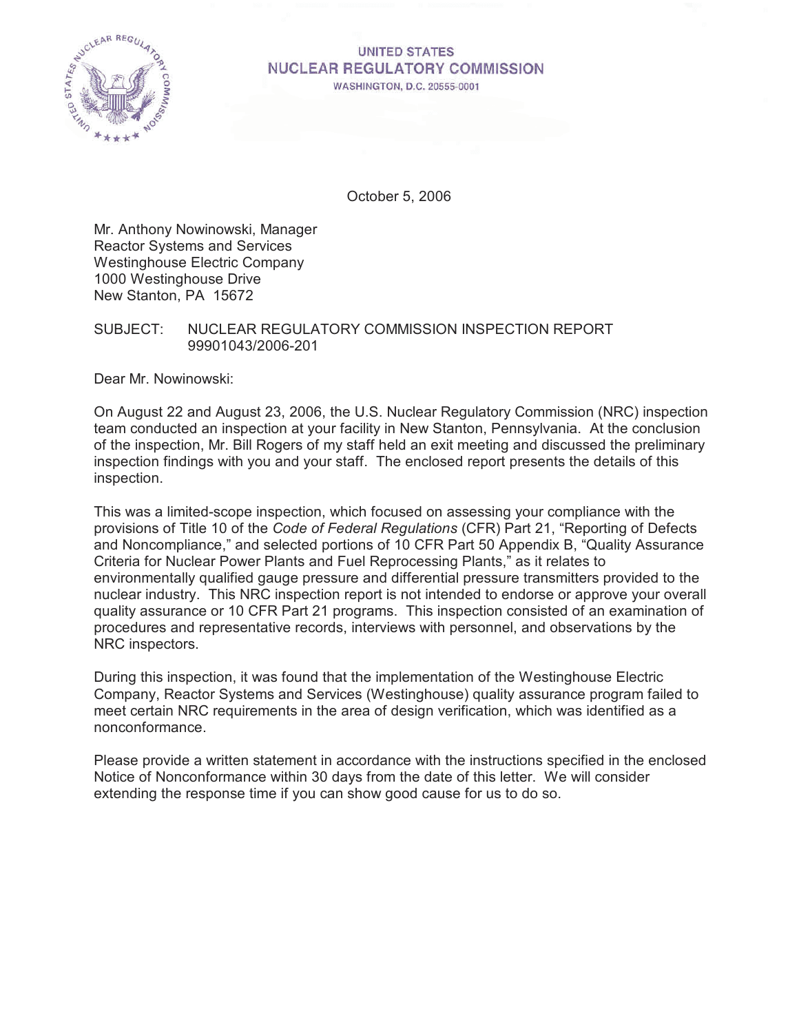UNITED STATES
NUCLEAR REGULATORY COMMISSION
WASHINGTON, D.C. 20555-0001

October 5, 2006

Mr. Anthony Nowinowski, Manager
Reactor Systems and Services
Westinghouse Electric Company
1000 Westinghouse Drive
New Stanton, PA 15672

SUBJECT: NUCLEAR REGULATORY COMMISSION INSPECTION REPORT 99901043/2006-201

Dear Mr. Nowinowski:

On August 22 and August 23, 2006, the U.S. Nuclear Regulatory Commission (NRC) inspection team conducted an inspection at your facility in New Stanton, Pennsylvania. At the conclusion of the inspection, Mr. Bill Rogers of my staff held an exit meeting and discussed the preliminary inspection findings with you and your staff. The enclosed report presents the details of this inspection.

This was a limited-scope inspection, which focused on assessing your compliance with the provisions of Title 10 of the *Code of Federal Regulations* (CFR) Part 21, "Reporting of Defects and Noncompliance," and selected portions of 10 CFR Part 50 Appendix B, "Quality Assurance Criteria for Nuclear Power Plants and Fuel Reprocessing Plants," as it relates to environmentally qualified gauge pressure and differential pressure transmitters provided to the nuclear industry. This NRC inspection report is not intended to endorse or approve your overall quality assurance or 10 CFR Part 21 programs. This inspection consisted of an examination of procedures and representative records, interviews with personnel, and observations by the NRC inspectors.

During this inspection, it was found that the implementation of the Westinghouse Electric Company, Reactor Systems and Services (Westinghouse) quality assurance program failed to meet certain NRC requirements in the area of design verification, which was identified as a nonconformance.

Please provide a written statement in accordance with the instructions specified in the enclosed Notice of Nonconformance within 30 days from the date of this letter. We will consider extending the response time if you can show good cause for us to do so.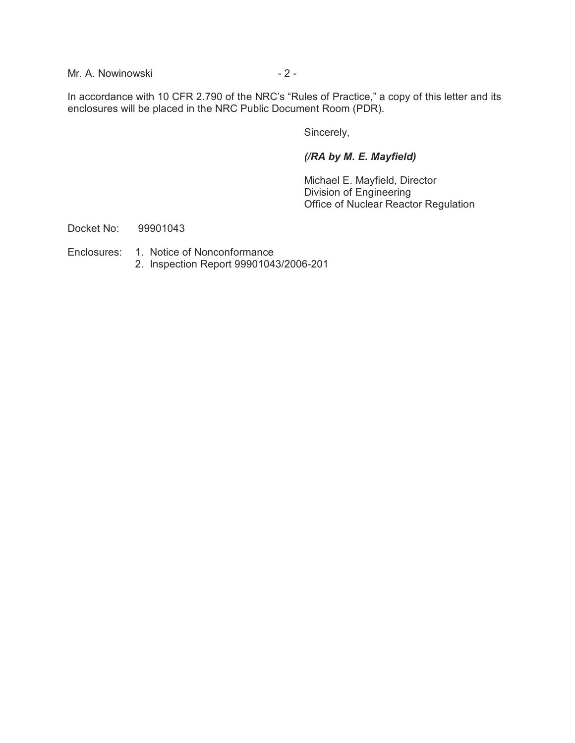In accordance with 10 CFR 2.790 of the NRC's "Rules of Practice," a copy of this letter and its enclosures will be placed in the NRC Public Document Room (PDR).

Sincerely,

***(/RA by M. E. Mayfield)***

Michael E. Mayfield, Director
Division of Engineering
Office of Nuclear Reactor Regulation

Docket No: 99901043

Enclosures:
1. Notice of Nonconformance
2. Inspection Report 99901043/2006-201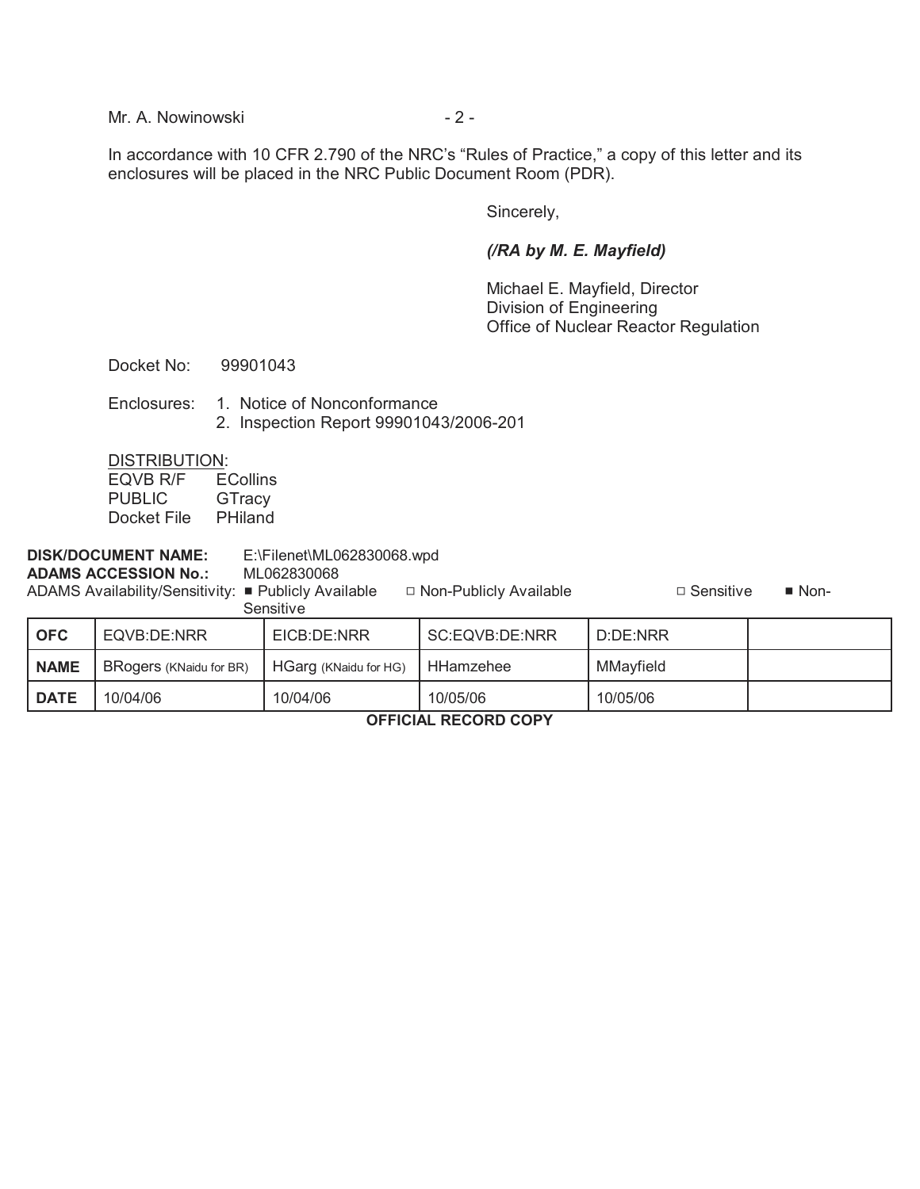Mr. A. Nowinowski

In accordance with 10 CFR 2.790 of the NRC's "Rules of Practice," a copy of this letter and its enclosures will be placed in the NRC Public Document Room (PDR).

Sincerely,

***(/RA by M. E. Mayfield)***

Michael E. Mayfield, Director
Division of Engineering
Office of Nuclear Reactor Regulation

Docket No: 99901043

Enclosures:
1. Notice of Nonconformance
2. Inspection Report 99901043/2006-201

DISTRIBUTION:

EQVB R/F ECollins
PUBLIC GTracy
Docket File PHiland

**DISK/DOCUMENT NAME:** E:\Filenet\ML062830068.wpd
**ADAMS ACCESSION No.:** ML062830068
ADAMS Availability/Sensitivity: ■ Publicly Available □ Non-Publicly Available □ Sensitive ■ Non-Sensitive

| **OFC** | EQVB:DE:NRR | EICB:DE:NRR | SC:EQVB:DE:NRR | D:DE:NRR | |
|---|---|---|---|---|---|
| **NAME** | BRogers (KNaidu for BR) | HGarg (KNaidu for HG) | HHamzehee | MMayfield | |
| **DATE** | 10/04/06 | 10/04/06 | 10/05/06 | 10/05/06 | |

**OFFICIAL RECORD COPY**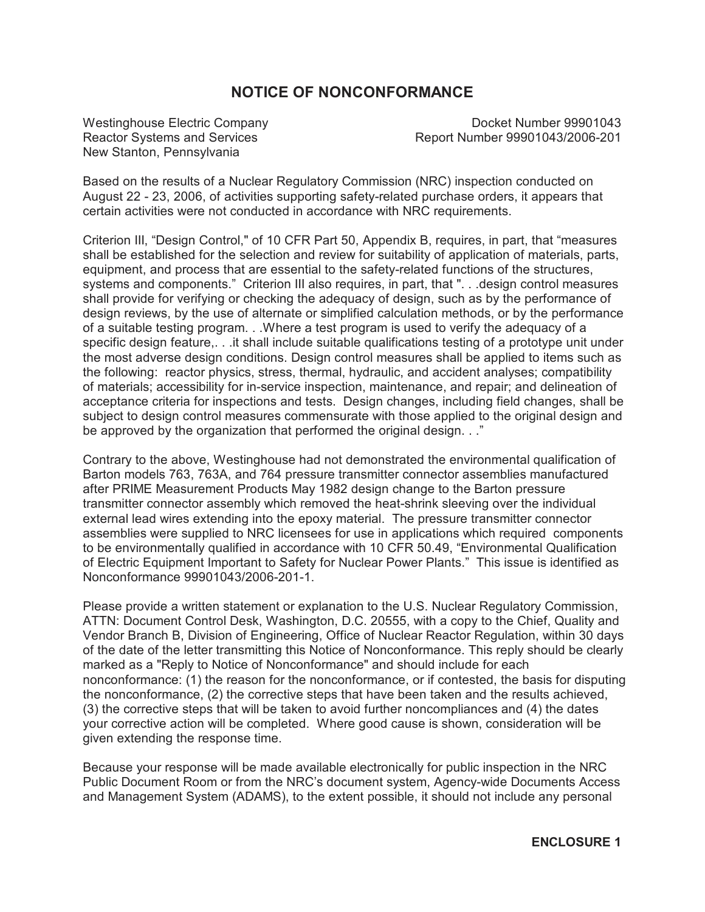# NOTICE OF NONCONFORMANCE

Westinghouse Electric Company
Reactor Systems and Services
New Stanton, Pennsylvania

Docket Number 99901043
Report Number 99901043/2006-201

Based on the results of a Nuclear Regulatory Commission (NRC) inspection conducted on August 22 - 23, 2006, of activities supporting safety-related purchase orders, it appears that certain activities were not conducted in accordance with NRC requirements.

Criterion III, "Design Control," of 10 CFR Part 50, Appendix B, requires, in part, that "measures shall be established for the selection and review for suitability of application of materials, parts, equipment, and process that are essential to the safety-related functions of the structures, systems and components." Criterion III also requires, in part, that ". . .design control measures shall provide for verifying or checking the adequacy of design, such as by the performance of design reviews, by the use of alternate or simplified calculation methods, or by the performance of a suitable testing program. . .Where a test program is used to verify the adequacy of a specific design feature,. . .it shall include suitable qualifications testing of a prototype unit under the most adverse design conditions. Design control measures shall be applied to items such as the following: reactor physics, stress, thermal, hydraulic, and accident analyses; compatibility of materials; accessibility for in-service inspection, maintenance, and repair; and delineation of acceptance criteria for inspections and tests. Design changes, including field changes, shall be subject to design control measures commensurate with those applied to the original design and be approved by the organization that performed the original design. . ."

Contrary to the above, Westinghouse had not demonstrated the environmental qualification of Barton models 763, 763A, and 764 pressure transmitter connector assemblies manufactured after PRIME Measurement Products May 1982 design change to the Barton pressure transmitter connector assembly which removed the heat-shrink sleeving over the individual external lead wires extending into the epoxy material. The pressure transmitter connector assemblies were supplied to NRC licensees for use in applications which required components to be environmentally qualified in accordance with 10 CFR 50.49, "Environmental Qualification of Electric Equipment Important to Safety for Nuclear Power Plants." This issue is identified as Nonconformance 99901043/2006-201-1.

Please provide a written statement or explanation to the U.S. Nuclear Regulatory Commission, ATTN: Document Control Desk, Washington, D.C. 20555, with a copy to the Chief, Quality and Vendor Branch B, Division of Engineering, Office of Nuclear Reactor Regulation, within 30 days of the date of the letter transmitting this Notice of Nonconformance. This reply should be clearly marked as a "Reply to Notice of Nonconformance" and should include for each nonconformance: (1) the reason for the nonconformance, or if contested, the basis for disputing the nonconformance, (2) the corrective steps that have been taken and the results achieved, (3) the corrective steps that will be taken to avoid further noncompliances and (4) the dates your corrective action will be completed. Where good cause is shown, consideration will be given extending the response time.

Because your response will be made available electronically for public inspection in the NRC Public Document Room or from the NRC's document system, Agency-wide Documents Access and Management System (ADAMS), to the extent possible, it should not include any personal

**ENCLOSURE 1**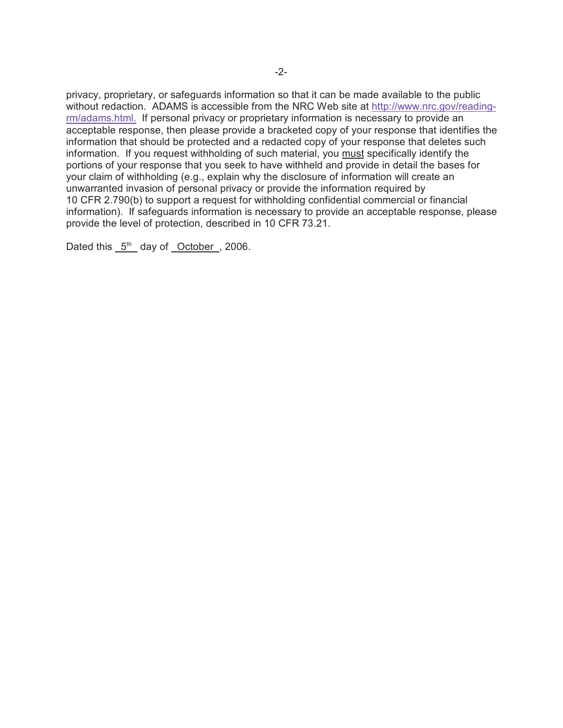privacy, proprietary, or safeguards information so that it can be made available to the public without redaction. ADAMS is accessible from the NRC Web site at http://www.nrc.gov/reading-rm/adams.html. If personal privacy or proprietary information is necessary to provide an acceptable response, then please provide a bracketed copy of your response that identifies the information that should be protected and a redacted copy of your response that deletes such information. If you request withholding of such material, you must specifically identify the portions of your response that you seek to have withheld and provide in detail the bases for your claim of withholding (e.g., explain why the disclosure of information will create an unwarranted invasion of personal privacy or provide the information required by 10 CFR 2.790(b) to support a request for withholding confidential commercial or financial information). If safeguards information is necessary to provide an acceptable response, please provide the level of protection, described in 10 CFR 73.21.

Dated this 5th day of October, 2006.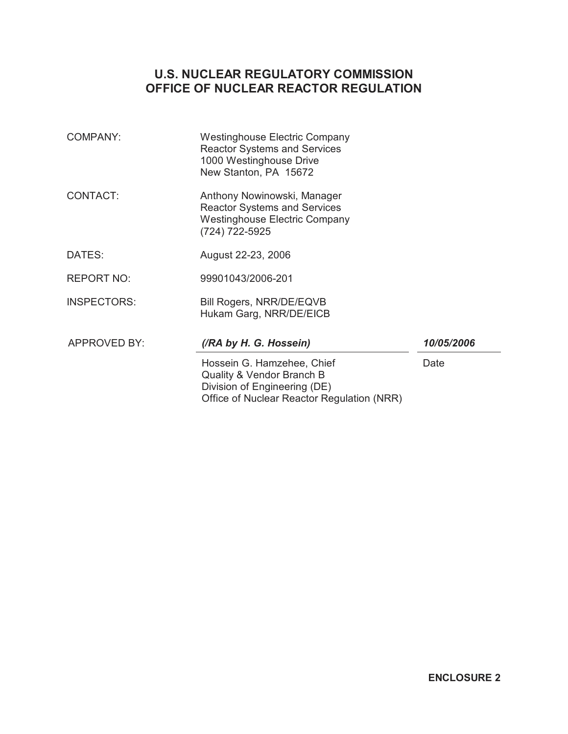# U.S. NUCLEAR REGULATORY COMMISSION
# OFFICE OF NUCLEAR REACTOR REGULATION

| | |
|---|---|
| COMPANY: | Westinghouse Electric Company<br>Reactor Systems and Services<br>1000 Westinghouse Drive<br>New Stanton, PA 15672 |
| CONTACT: | Anthony Nowinowski, Manager<br>Reactor Systems and Services<br>Westinghouse Electric Company<br>(724) 722-5925 |
| DATES: | August 22-23, 2006 |
| REPORT NO: | 99901043/2006-201 |
| INSPECTORS: | Bill Rogers, NRR/DE/EQVB<br>Hukam Garg, NRR/DE/EICB |

| | | |
|---|---|---|
| APPROVED BY: | ***(/RA by H. G. Hossein)*** | ***10/05/2006*** |
| | Hossein G. Hamzehee, Chief<br>Quality & Vendor Branch B<br>Division of Engineering (DE)<br>Office of Nuclear Reactor Regulation (NRR) | Date |

**ENCLOSURE 2**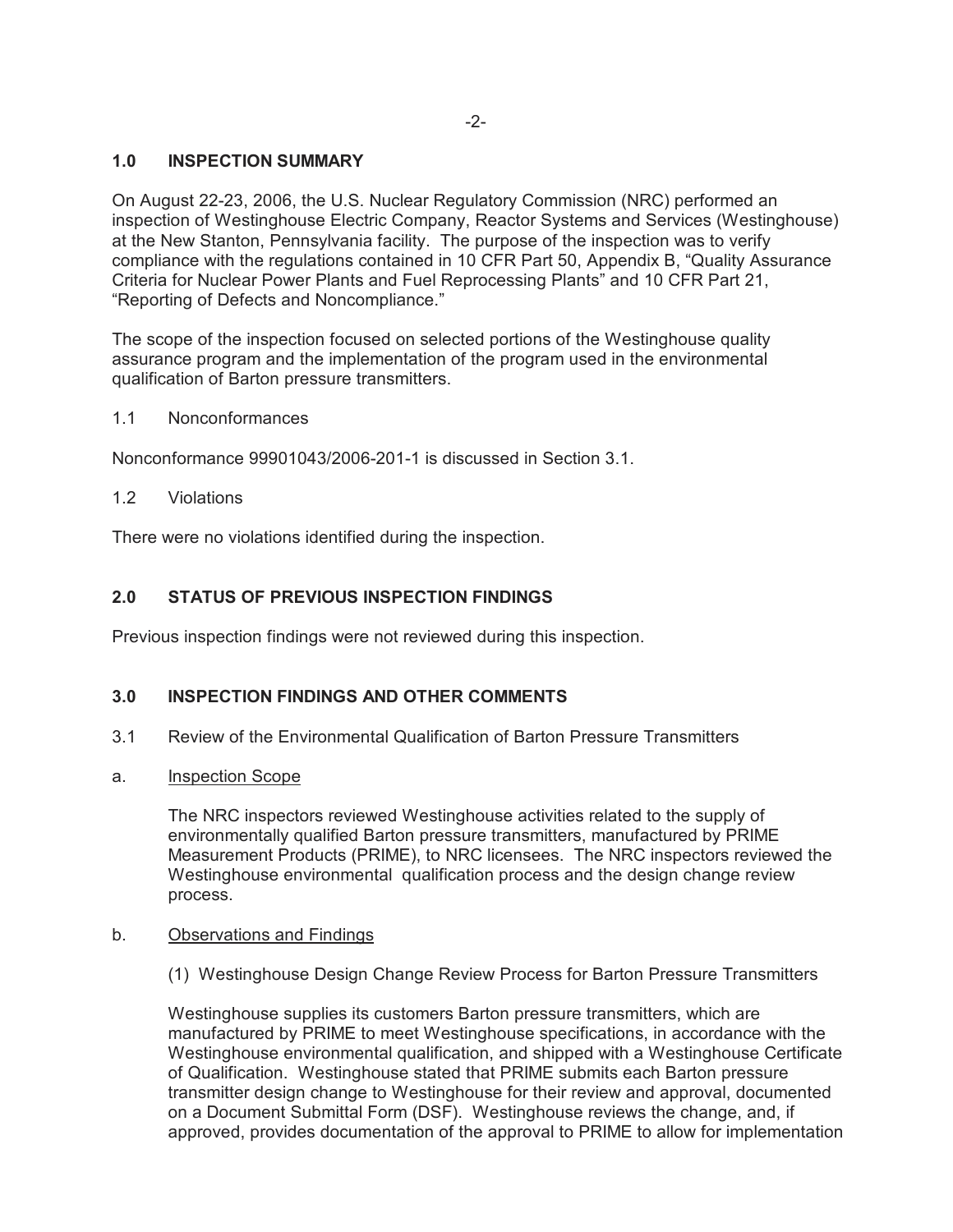## 1.0 INSPECTION SUMMARY

On August 22-23, 2006, the U.S. Nuclear Regulatory Commission (NRC) performed an inspection of Westinghouse Electric Company, Reactor Systems and Services (Westinghouse) at the New Stanton, Pennsylvania facility. The purpose of the inspection was to verify compliance with the regulations contained in 10 CFR Part 50, Appendix B, "Quality Assurance Criteria for Nuclear Power Plants and Fuel Reprocessing Plants" and 10 CFR Part 21, "Reporting of Defects and Noncompliance."

The scope of the inspection focused on selected portions of the Westinghouse quality assurance program and the implementation of the program used in the environmental qualification of Barton pressure transmitters.

### 1.1 Nonconformances

Nonconformance 99901043/2006-201-1 is discussed in Section 3.1.

### 1.2 Violations

There were no violations identified during the inspection.

## 2.0 STATUS OF PREVIOUS INSPECTION FINDINGS

Previous inspection findings were not reviewed during this inspection.

## 3.0 INSPECTION FINDINGS AND OTHER COMMENTS

### 3.1 Review of the Environmental Qualification of Barton Pressure Transmitters

a. Inspection Scope

The NRC inspectors reviewed Westinghouse activities related to the supply of environmentally qualified Barton pressure transmitters, manufactured by PRIME Measurement Products (PRIME), to NRC licensees. The NRC inspectors reviewed the Westinghouse environmental qualification process and the design change review process.

b. Observations and Findings

(1) Westinghouse Design Change Review Process for Barton Pressure Transmitters

Westinghouse supplies its customers Barton pressure transmitters, which are manufactured by PRIME to meet Westinghouse specifications, in accordance with the Westinghouse environmental qualification, and shipped with a Westinghouse Certificate of Qualification. Westinghouse stated that PRIME submits each Barton pressure transmitter design change to Westinghouse for their review and approval, documented on a Document Submittal Form (DSF). Westinghouse reviews the change, and, if approved, provides documentation of the approval to PRIME to allow for implementation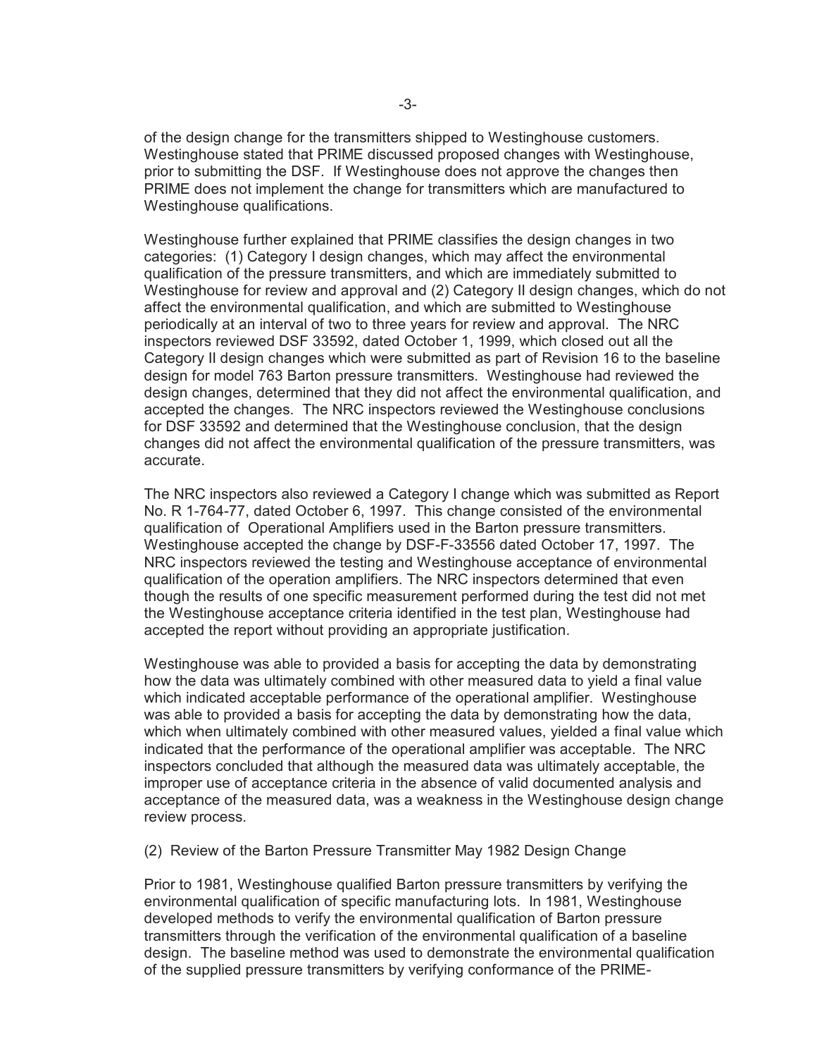of the design change for the transmitters shipped to Westinghouse customers. Westinghouse stated that PRIME discussed proposed changes with Westinghouse, prior to submitting the DSF. If Westinghouse does not approve the changes then PRIME does not implement the change for transmitters which are manufactured to Westinghouse qualifications.

Westinghouse further explained that PRIME classifies the design changes in two categories: (1) Category I design changes, which may affect the environmental qualification of the pressure transmitters, and which are immediately submitted to Westinghouse for review and approval and (2) Category II design changes, which do not affect the environmental qualification, and which are submitted to Westinghouse periodically at an interval of two to three years for review and approval. The NRC inspectors reviewed DSF 33592, dated October 1, 1999, which closed out all the Category II design changes which were submitted as part of Revision 16 to the baseline design for model 763 Barton pressure transmitters. Westinghouse had reviewed the design changes, determined that they did not affect the environmental qualification, and accepted the changes. The NRC inspectors reviewed the Westinghouse conclusions for DSF 33592 and determined that the Westinghouse conclusion, that the design changes did not affect the environmental qualification of the pressure transmitters, was accurate.

The NRC inspectors also reviewed a Category I change which was submitted as Report No. R 1-764-77, dated October 6, 1997. This change consisted of the environmental qualification of Operational Amplifiers used in the Barton pressure transmitters. Westinghouse accepted the change by DSF-F-33556 dated October 17, 1997. The NRC inspectors reviewed the testing and Westinghouse acceptance of environmental qualification of the operation amplifiers. The NRC inspectors determined that even though the results of one specific measurement performed during the test did not met the Westinghouse acceptance criteria identified in the test plan, Westinghouse had accepted the report without providing an appropriate justification.

Westinghouse was able to provided a basis for accepting the data by demonstrating how the data was ultimately combined with other measured data to yield a final value which indicated acceptable performance of the operational amplifier. Westinghouse was able to provided a basis for accepting the data by demonstrating how the data, which when ultimately combined with other measured values, yielded a final value which indicated that the performance of the operational amplifier was acceptable. The NRC inspectors concluded that although the measured data was ultimately acceptable, the improper use of acceptance criteria in the absence of valid documented analysis and acceptance of the measured data, was a weakness in the Westinghouse design change review process.

(2) Review of the Barton Pressure Transmitter May 1982 Design Change

Prior to 1981, Westinghouse qualified Barton pressure transmitters by verifying the environmental qualification of specific manufacturing lots. In 1981, Westinghouse developed methods to verify the environmental qualification of Barton pressure transmitters through the verification of the environmental qualification of a baseline design. The baseline method was used to demonstrate the environmental qualification of the supplied pressure transmitters by verifying conformance of the PRIME-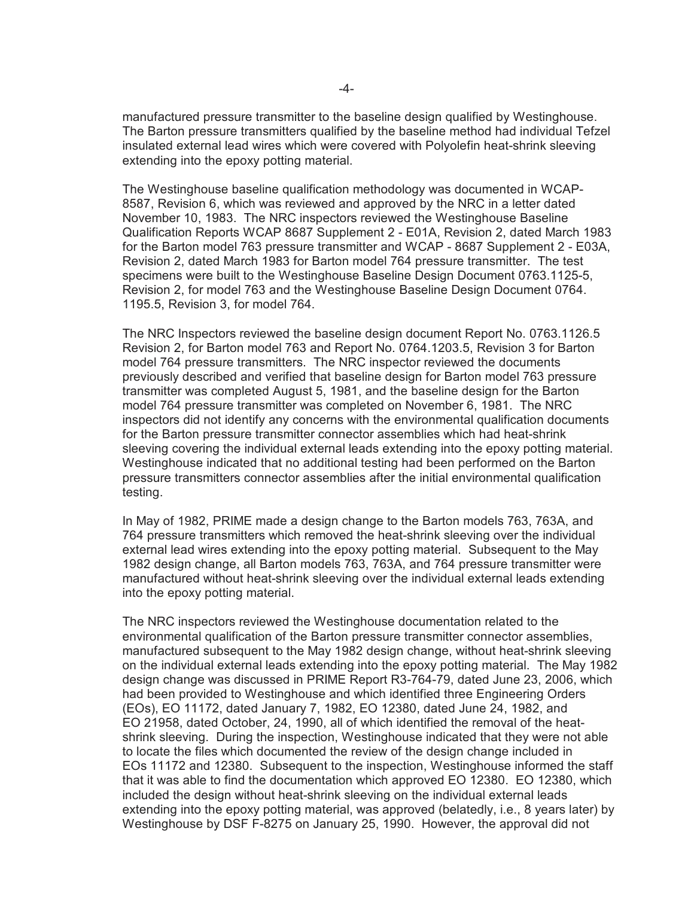manufactured pressure transmitter to the baseline design qualified by Westinghouse. The Barton pressure transmitters qualified by the baseline method had individual Tefzel insulated external lead wires which were covered with Polyolefin heat-shrink sleeving extending into the epoxy potting material.

The Westinghouse baseline qualification methodology was documented in WCAP-8587, Revision 6, which was reviewed and approved by the NRC in a letter dated November 10, 1983. The NRC inspectors reviewed the Westinghouse Baseline Qualification Reports WCAP 8687 Supplement 2 - E01A, Revision 2, dated March 1983 for the Barton model 763 pressure transmitter and WCAP - 8687 Supplement 2 - E03A, Revision 2, dated March 1983 for Barton model 764 pressure transmitter. The test specimens were built to the Westinghouse Baseline Design Document 0763.1125-5, Revision 2, for model 763 and the Westinghouse Baseline Design Document 0764. 1195.5, Revision 3, for model 764.

The NRC Inspectors reviewed the baseline design document Report No. 0763.1126.5 Revision 2, for Barton model 763 and Report No. 0764.1203.5, Revision 3 for Barton model 764 pressure transmitters. The NRC inspector reviewed the documents previously described and verified that baseline design for Barton model 763 pressure transmitter was completed August 5, 1981, and the baseline design for the Barton model 764 pressure transmitter was completed on November 6, 1981. The NRC inspectors did not identify any concerns with the environmental qualification documents for the Barton pressure transmitter connector assemblies which had heat-shrink sleeving covering the individual external leads extending into the epoxy potting material. Westinghouse indicated that no additional testing had been performed on the Barton pressure transmitters connector assemblies after the initial environmental qualification testing.

In May of 1982, PRIME made a design change to the Barton models 763, 763A, and 764 pressure transmitters which removed the heat-shrink sleeving over the individual external lead wires extending into the epoxy potting material. Subsequent to the May 1982 design change, all Barton models 763, 763A, and 764 pressure transmitter were manufactured without heat-shrink sleeving over the individual external leads extending into the epoxy potting material.

The NRC inspectors reviewed the Westinghouse documentation related to the environmental qualification of the Barton pressure transmitter connector assemblies, manufactured subsequent to the May 1982 design change, without heat-shrink sleeving on the individual external leads extending into the epoxy potting material. The May 1982 design change was discussed in PRIME Report R3-764-79, dated June 23, 2006, which had been provided to Westinghouse and which identified three Engineering Orders (EOs), EO 11172, dated January 7, 1982, EO 12380, dated June 24, 1982, and EO 21958, dated October, 24, 1990, all of which identified the removal of the heat-shrink sleeving. During the inspection, Westinghouse indicated that they were not able to locate the files which documented the review of the design change included in EOs 11172 and 12380. Subsequent to the inspection, Westinghouse informed the staff that it was able to find the documentation which approved EO 12380. EO 12380, which included the design without heat-shrink sleeving on the individual external leads extending into the epoxy potting material, was approved (belatedly, i.e., 8 years later) by Westinghouse by DSF F-8275 on January 25, 1990. However, the approval did not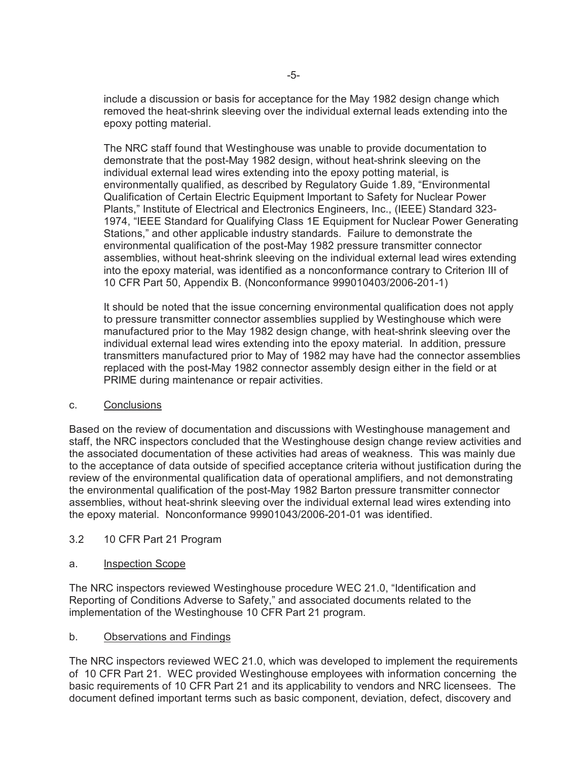include a discussion or basis for acceptance for the May 1982 design change which removed the heat-shrink sleeving over the individual external leads extending into the epoxy potting material.

The NRC staff found that Westinghouse was unable to provide documentation to demonstrate that the post-May 1982 design, without heat-shrink sleeving on the individual external lead wires extending into the epoxy potting material, is environmentally qualified, as described by Regulatory Guide 1.89, "Environmental Qualification of Certain Electric Equipment Important to Safety for Nuclear Power Plants," Institute of Electrical and Electronics Engineers, Inc., (IEEE) Standard 323-1974, "IEEE Standard for Qualifying Class 1E Equipment for Nuclear Power Generating Stations," and other applicable industry standards. Failure to demonstrate the environmental qualification of the post-May 1982 pressure transmitter connector assemblies, without heat-shrink sleeving on the individual external lead wires extending into the epoxy material, was identified as a nonconformance contrary to Criterion III of 10 CFR Part 50, Appendix B. (Nonconformance 999010403/2006-201-1)

It should be noted that the issue concerning environmental qualification does not apply to pressure transmitter connector assemblies supplied by Westinghouse which were manufactured prior to the May 1982 design change, with heat-shrink sleeving over the individual external lead wires extending into the epoxy material. In addition, pressure transmitters manufactured prior to May of 1982 may have had the connector assemblies replaced with the post-May 1982 connector assembly design either in the field or at PRIME during maintenance or repair activities.

c. Conclusions

Based on the review of documentation and discussions with Westinghouse management and staff, the NRC inspectors concluded that the Westinghouse design change review activities and the associated documentation of these activities had areas of weakness. This was mainly due to the acceptance of data outside of specified acceptance criteria without justification during the review of the environmental qualification data of operational amplifiers, and not demonstrating the environmental qualification of the post-May 1982 Barton pressure transmitter connector assemblies, without heat-shrink sleeving over the individual external lead wires extending into the epoxy material. Nonconformance 99901043/2006-201-01 was identified.

## 3.2 10 CFR Part 21 Program

a. Inspection Scope

The NRC inspectors reviewed Westinghouse procedure WEC 21.0, "Identification and Reporting of Conditions Adverse to Safety," and associated documents related to the implementation of the Westinghouse 10 CFR Part 21 program.

b. Observations and Findings

The NRC inspectors reviewed WEC 21.0, which was developed to implement the requirements of 10 CFR Part 21. WEC provided Westinghouse employees with information concerning the basic requirements of 10 CFR Part 21 and its applicability to vendors and NRC licensees. The document defined important terms such as basic component, deviation, defect, discovery and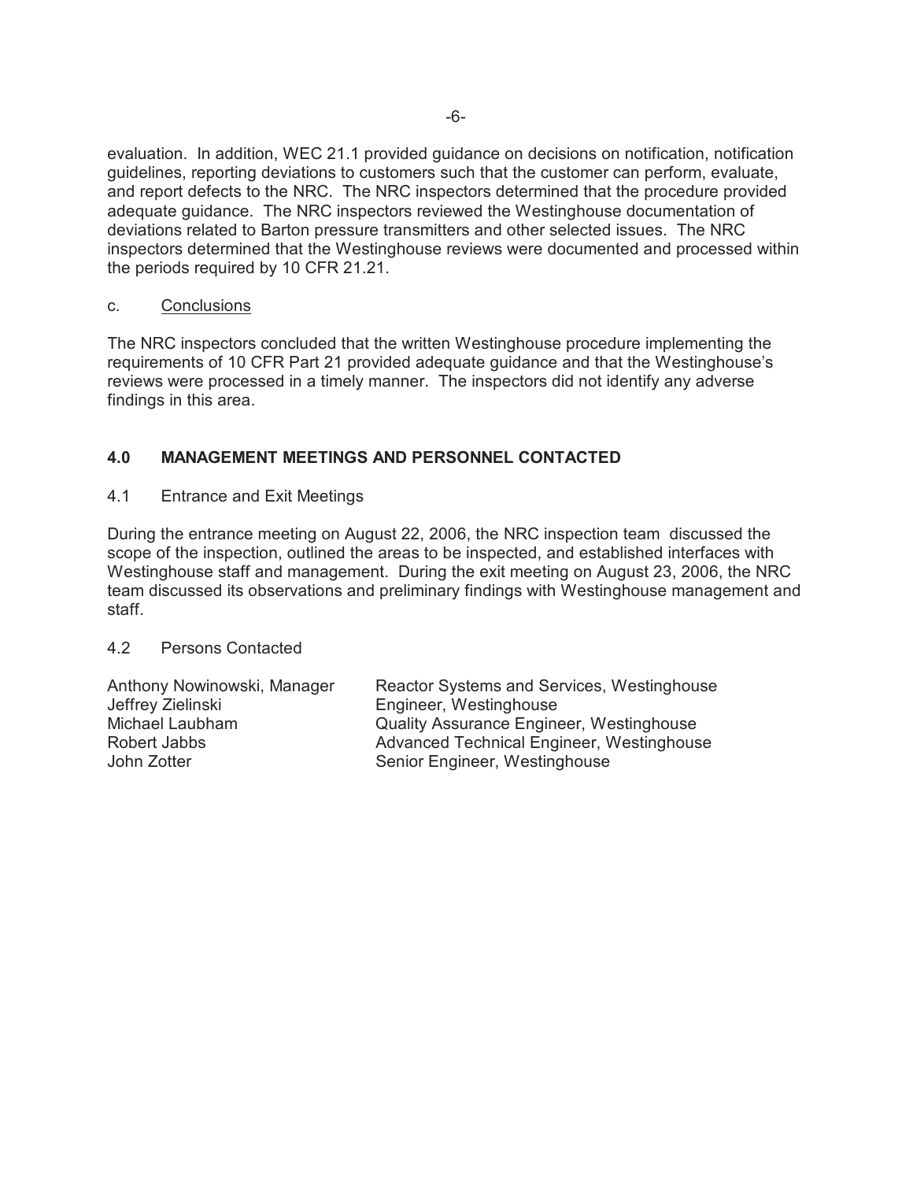evaluation. In addition, WEC 21.1 provided guidance on decisions on notification, notification guidelines, reporting deviations to customers such that the customer can perform, evaluate, and report defects to the NRC. The NRC inspectors determined that the procedure provided adequate guidance. The NRC inspectors reviewed the Westinghouse documentation of deviations related to Barton pressure transmitters and other selected issues. The NRC inspectors determined that the Westinghouse reviews were documented and processed within the periods required by 10 CFR 21.21.

c. Conclusions

The NRC inspectors concluded that the written Westinghouse procedure implementing the requirements of 10 CFR Part 21 provided adequate guidance and that the Westinghouse's reviews were processed in a timely manner. The inspectors did not identify any adverse findings in this area.

## 4.0 MANAGEMENT MEETINGS AND PERSONNEL CONTACTED

### 4.1 Entrance and Exit Meetings

During the entrance meeting on August 22, 2006, the NRC inspection team discussed the scope of the inspection, outlined the areas to be inspected, and established interfaces with Westinghouse staff and management. During the exit meeting on August 23, 2006, the NRC team discussed its observations and preliminary findings with Westinghouse management and staff.

### 4.2 Persons Contacted

| | |
|---|---|
| Anthony Nowinowski, Manager | Reactor Systems and Services, Westinghouse |
| Jeffrey Zielinski | Engineer, Westinghouse |
| Michael Laubham | Quality Assurance Engineer, Westinghouse |
| Robert Jabbs | Advanced Technical Engineer, Westinghouse |
| John Zotter | Senior Engineer, Westinghouse |